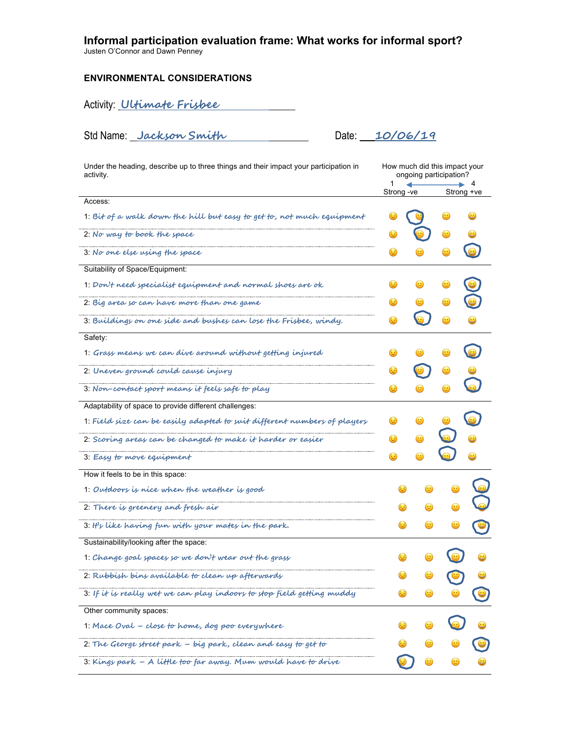# Informal participation evaluation frame: What works for informal sport?

Justen O'Connor and Dawn Penney

## ENVIRONMENTAL CONSIDERATIONS

Activity: Ultimate Frisbee

Std Name: Jackson Smith

Date: 10/06/19

| Under the heading, describe up to three things and their impact your participation in activity. | How much did this impact your ongoing participation? 1 Strong -ve ← → 4 Strong +ve |
|---|---|
| **Access:** | |
| 1: Bit of a walk down the hill but easy to get to, not much equipment | 2 |
| 2: No way to book the space | 2 |
| 3: No one else using the space | 4 |
| **Suitability of Space/Equipment:** | |
| 1: Don't need specialist equipment and normal shoes are ok | 4 |
| 2: Big area so can have more than one game | 4 |
| 3: Buildings on one side and bushes can lose the Frisbee, windy. | 2 |
| **Safety:** | |
| 1: Grass means we can dive around without getting injured | 4 |
| 2: Uneven ground could cause injury | 2 |
| 3: Non-contact sport means it feels safe to play | 4 |
| **Adaptability of space to provide different challenges:** | |
| 1: Field size can be easily adapted to suit different numbers of players | 4 |
| 2: Scoring areas can be changed to make it harder or easier | 3 |
| 3: Easy to move equipment | 3 |
| **How it feels to be in this space:** | |
| 1: Outdoors is nice when the weather is good | 4 |
| 2: There is greenery and fresh air | 4 |
| 3: It's like having fun with your mates in the park. | 4 |
| **Sustainability/looking after the space:** | |
| 1: Change goal spaces so we don't wear out the grass | 3 |
| 2: Rubbish bins available to clean up afterwards | 3 |
| 3: If it is really wet we can play indoors to stop field getting muddy | 4 |
| **Other community spaces:** | |
| 1: Mace Oval – close to home, dog poo everywhere | 3 |
| 2: The George street park – big park, clean and easy to get to | 4 |
| 3: Kings park – A little too far away. Mum would have to drive | 1 |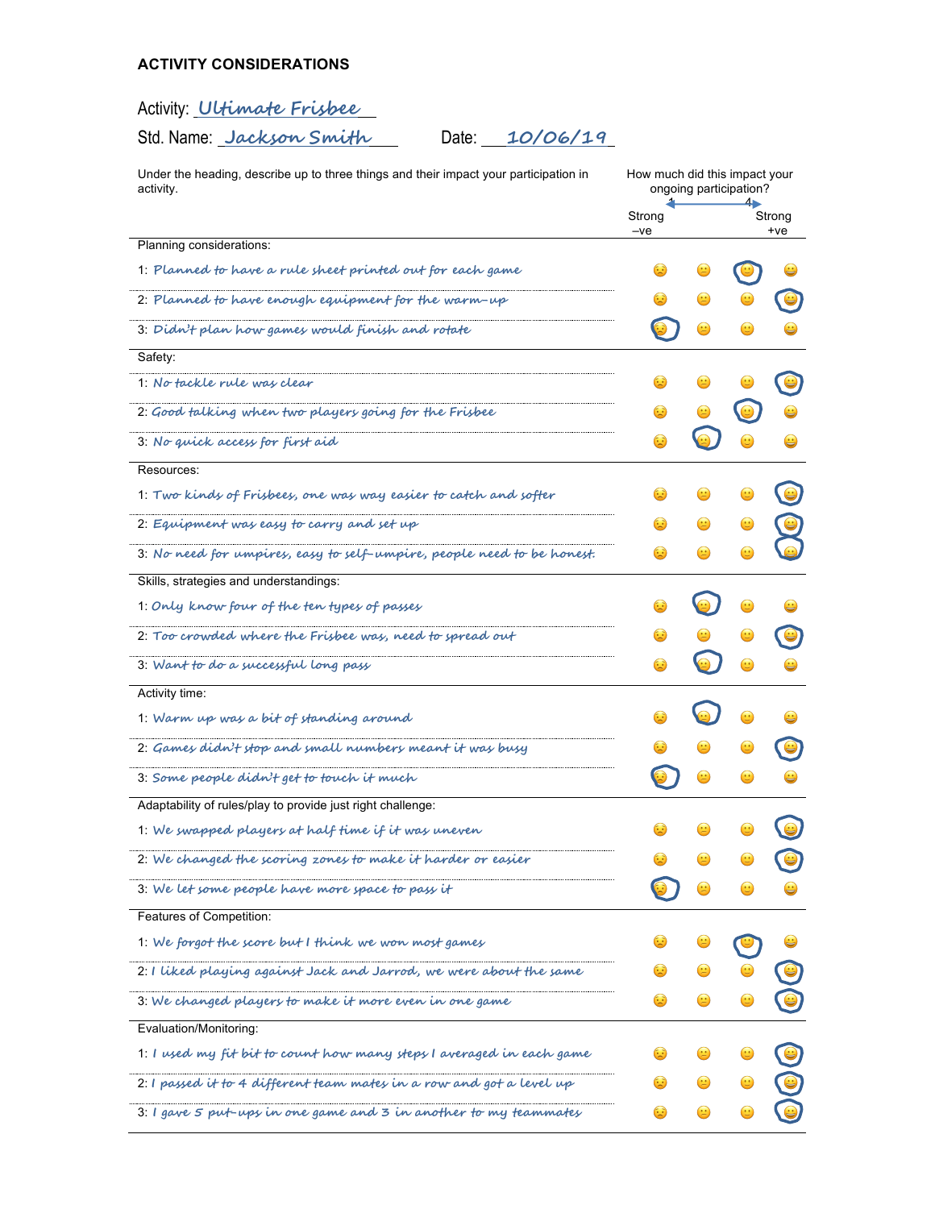## ACTIVITY CONSIDERATIONS

Activity: *Ultimate Frisbee*

Std. Name: *Jackson Smith* Date: *10/06/19*

| Under the heading, describe up to three things and their impact your participation in activity. | How much did this impact your ongoing participation? 1 (Strong –ve) | 2 | 3 | 4 (Strong +ve) |
|---|---|---|---|---|
| **Planning considerations:** | | | | |
| 1: *Planned to have a rule sheet printed out for each game* | | | ◯ | |
| 2: *Planned to have enough equipment for the warm-up* | | | | ◯ |
| 3: *Didn't plan how games would finish and rotate* | ◯ | | | |
| **Safety:** | | | | |
| 1: *No tackle rule was clear* | | | | ◯ |
| 2: *Good talking when two players going for the Frisbee* | | | ◯ | |
| 3: *No quick access for first aid* | | ◯ | | |
| **Resources:** | | | | |
| 1: *Two kinds of Frisbees, one was way easier to catch and softer* | | | | ◯ |
| 2: *Equipment was easy to carry and set up* | | | | ◯ |
| 3: *No need for umpires, easy to self-umpire, people need to be honest.* | | | | ◯ |
| **Skills, strategies and understandings:** | | | | |
| 1: *Only know four of the ten types of passes* | | ◯ | | |
| 2: *Too crowded where the Frisbee was, need to spread out* | | | | ◯ |
| 3: *Want to do a successful long pass* | | ◯ | | |
| **Activity time:** | | | | |
| 1: *Warm up was a bit of standing around* | | ◯ | | |
| 2: *Games didn't stop and small numbers meant it was busy* | | | | ◯ |
| 3: *Some people didn't get to touch it much* | ◯ | | | |
| **Adaptability of rules/play to provide just right challenge:** | | | | |
| 1: *We swapped players at half time if it was uneven* | | | | ◯ |
| 2: *We changed the scoring zones to make it harder or easier* | | | | ◯ |
| 3: *We let some people have more space to pass it* | ◯ | | | |
| **Features of Competition:** | | | | |
| 1: *We forgot the score but I think we won most games* | | | ◯ | |
| 2: *I liked playing against Jack and Jarrod, we were about the same* | | | | ◯ |
| 3: *We changed players to make it more even in one game* | | | | ◯ |
| **Evaluation/Monitoring:** | | | | |
| 1: *I used my fit bit to count how many steps I averaged in each game* | | | | ◯ |
| 2: *I passed it to 4 different team mates in a row and got a level up* | | | | ◯ |
| 3: *I gave 5 put-ups in one game and 3 in another to my teammates* | | | | ◯ |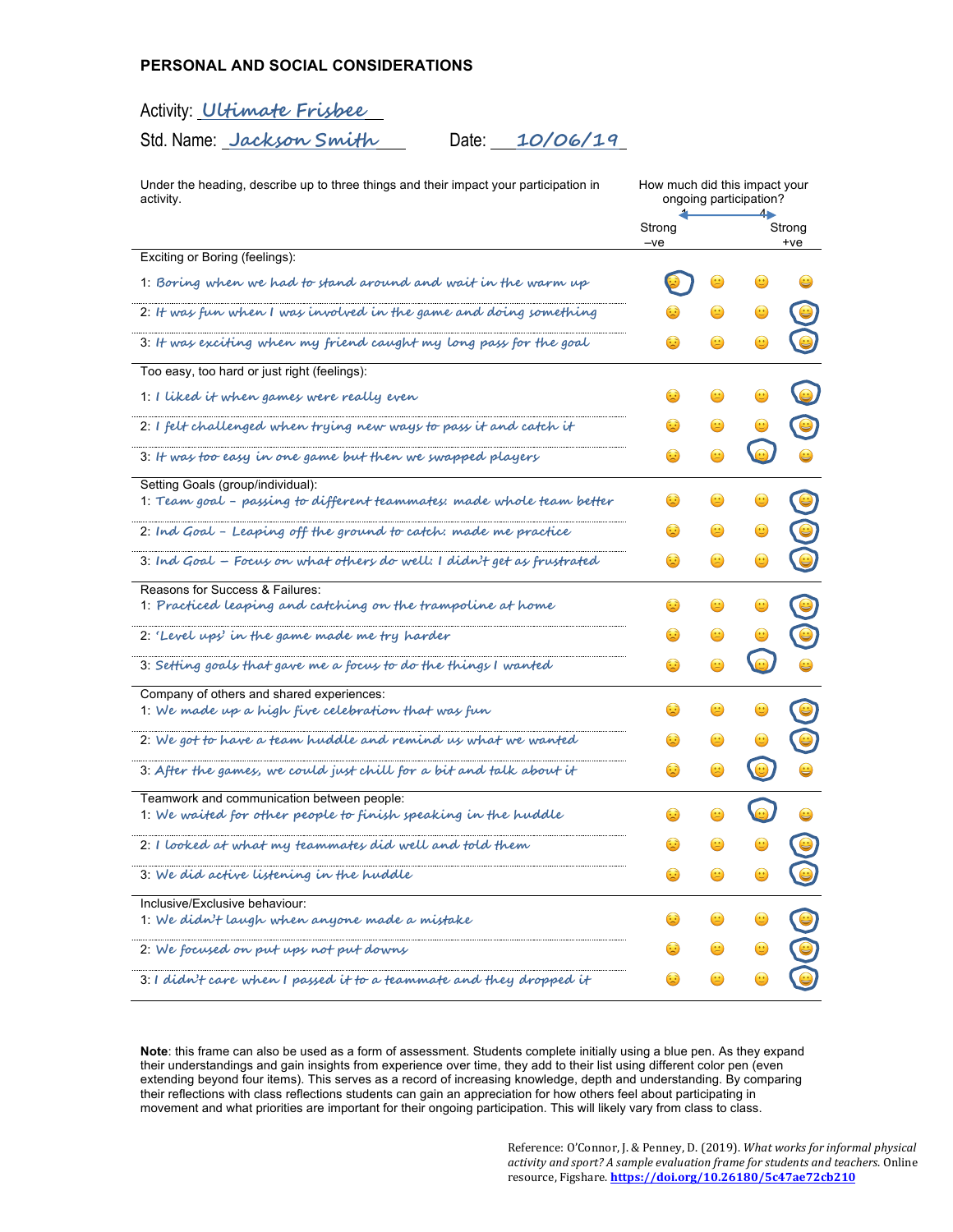## PERSONAL AND SOCIAL CONSIDERATIONS

Activity: *Ultimate Frisbee*

Std. Name: *Jackson Smith*  Date: *10/06/19*

| Under the heading, describe up to three things and their impact your participation in activity. | How much did this impact your ongoing participation? 1 (Strong –ve) | 2 | 3 | 4 (Strong +ve) |
|---|---|---|---|---|
| **Exciting or Boring (feelings):** | | | | |
| 1: *Boring when we had to stand around and wait in the warm up* | ◯ | | | |
| 2: *It was fun when I was involved in the game and doing something* | | | | ◯ |
| 3: *It was exciting when my friend caught my long pass for the goal* | | | | ◯ |
| **Too easy, too hard or just right (feelings):** | | | | |
| 1: *I liked it when games were really even* | | | | ◯ |
| 2: *I felt challenged when trying new ways to pass it and catch it* | | | | ◯ |
| 3: *It was too easy in one game but then we swapped players* | | | ◯ | |
| **Setting Goals (group/individual):** | | | | |
| 1: *Team goal – passing to different teammates: made whole team better* | | | | ◯ |
| 2: *Ind Goal – Leaping off the ground to catch: made me practice* | | | | ◯ |
| 3: *Ind Goal – Focus on what others do well: I didn't get as frustrated* | | | | ◯ |
| **Reasons for Success & Failures:** | | | | |
| 1: *Practiced leaping and catching on the trampoline at home* | | | | ◯ |
| 2: *'Level ups' in the game made me try harder* | | | | ◯ |
| 3: *Setting goals that gave me a focus to do the things I wanted* | | | ◯ | |
| **Company of others and shared experiences:** | | | | |
| 1: *We made up a high five celebration that was fun* | | | | ◯ |
| 2: *We got to have a team huddle and remind us what we wanted* | | | | ◯ |
| 3: *After the games, we could just chill for a bit and talk about it* | | | ◯ | |
| **Teamwork and communication between people:** | | | | |
| 1: *We waited for other people to finish speaking in the huddle* | | | ◯ | |
| 2: *I looked at what my teammates did well and told them* | | | | ◯ |
| 3: *We did active listening in the huddle* | | | | ◯ |
| **Inclusive/Exclusive behaviour:** | | | | |
| 1: *We didn't laugh when anyone made a mistake* | | | | ◯ |
| 2: *We focused on put ups not put downs* | | | | ◯ |
| 3: *I didn't care when I passed it to a teammate and they dropped it* | | | | ◯ |

**Note**: this frame can also be used as a form of assessment. Students complete initially using a blue pen. As they expand their understandings and gain insights from experience over time, they add to their list using different color pen (even extending beyond four items). This serves as a record of increasing knowledge, depth and understanding. By comparing their reflections with class reflections students can gain an appreciation for how others feel about participating in movement and what priorities are important for their ongoing participation. This will likely vary from class to class.

Reference: O'Connor, J. & Penney, D. (2019). *What works for informal physical activity and sport? A sample evaluation frame for students and teachers.* Online resource, Figshare. **https://doi.org/10.26180/5c47ae72cb210**